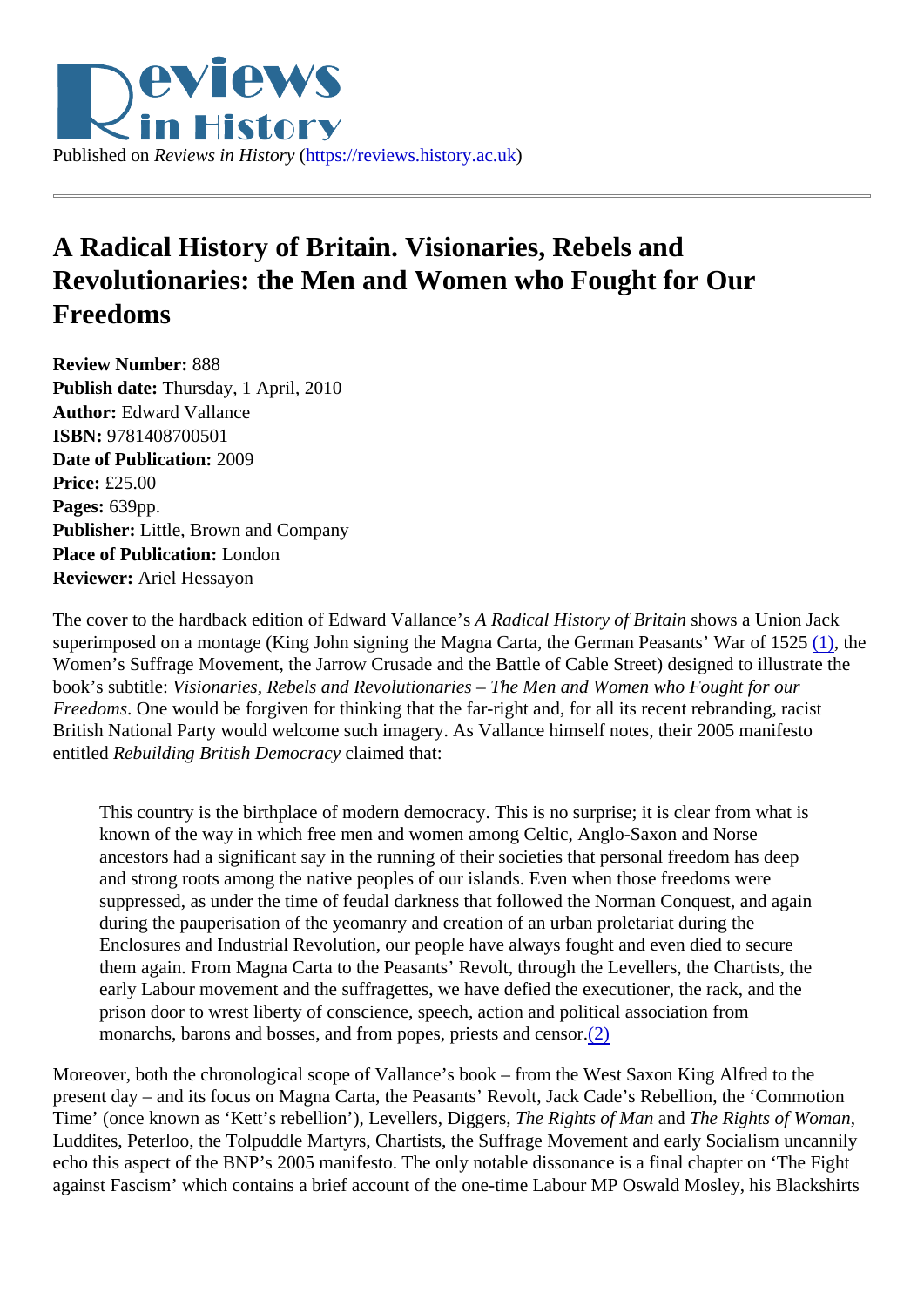Published on *Reviews in History* (https://reviews.history.ac.uk)

# A Radical History of Britain. Visionaries, Rebels and Revolutionaries: the Men and Women who Fought for Our Freedoms

**Review Number:** 888
**Publish date:** Thursday, 1 April, 2010
**Author:** Edward Vallance
**ISBN:** 9781408700501
**Date of Publication:** 2009
**Price:** £25.00
**Pages:** 639pp.
**Publisher:** Little, Brown and Company
**Place of Publication:** London
**Reviewer:** Ariel Hessayon

The cover to the hardback edition of Edward Vallance's *A Radical History of Britain* shows a Union Jack superimposed on a montage (King John signing the Magna Carta, the German Peasants' War of 1525 (1), the Women's Suffrage Movement, the Jarrow Crusade and the Battle of Cable Street) designed to illustrate the book's subtitle: *Visionaries, Rebels and Revolutionaries – The Men and Women who Fought for our Freedoms*. One would be forgiven for thinking that the far-right and, for all its recent rebranding, racist British National Party would welcome such imagery. As Vallance himself notes, their 2005 manifesto entitled *Rebuilding British Democracy* claimed that:

> This country is the birthplace of modern democracy. This is no surprise; it is clear from what is known of the way in which free men and women among Celtic, Anglo-Saxon and Norse ancestors had a significant say in the running of their societies that personal freedom has deep and strong roots among the native peoples of our islands. Even when those freedoms were suppressed, as under the time of feudal darkness that followed the Norman Conquest, and again during the pauperisation of the yeomanry and creation of an urban proletariat during the Enclosures and Industrial Revolution, our people have always fought and even died to secure them again. From Magna Carta to the Peasants' Revolt, through the Levellers, the Chartists, the early Labour movement and the suffragettes, we have defied the executioner, the rack, and the prison door to wrest liberty of conscience, speech, action and political association from monarchs, barons and bosses, and from popes, priests and censor.(2)

Moreover, both the chronological scope of Vallance's book – from the West Saxon King Alfred to the present day – and its focus on Magna Carta, the Peasants' Revolt, Jack Cade's Rebellion, the 'Commotion Time' (once known as 'Kett's rebellion'), Levellers, Diggers, *The Rights of Man* and *The Rights of Woman*, Luddites, Peterloo, the Tolpuddle Martyrs, Chartists, the Suffrage Movement and early Socialism uncannily echo this aspect of the BNP's 2005 manifesto. The only notable dissonance is a final chapter on 'The Fight against Fascism' which contains a brief account of the one-time Labour MP Oswald Mosley, his Blackshirts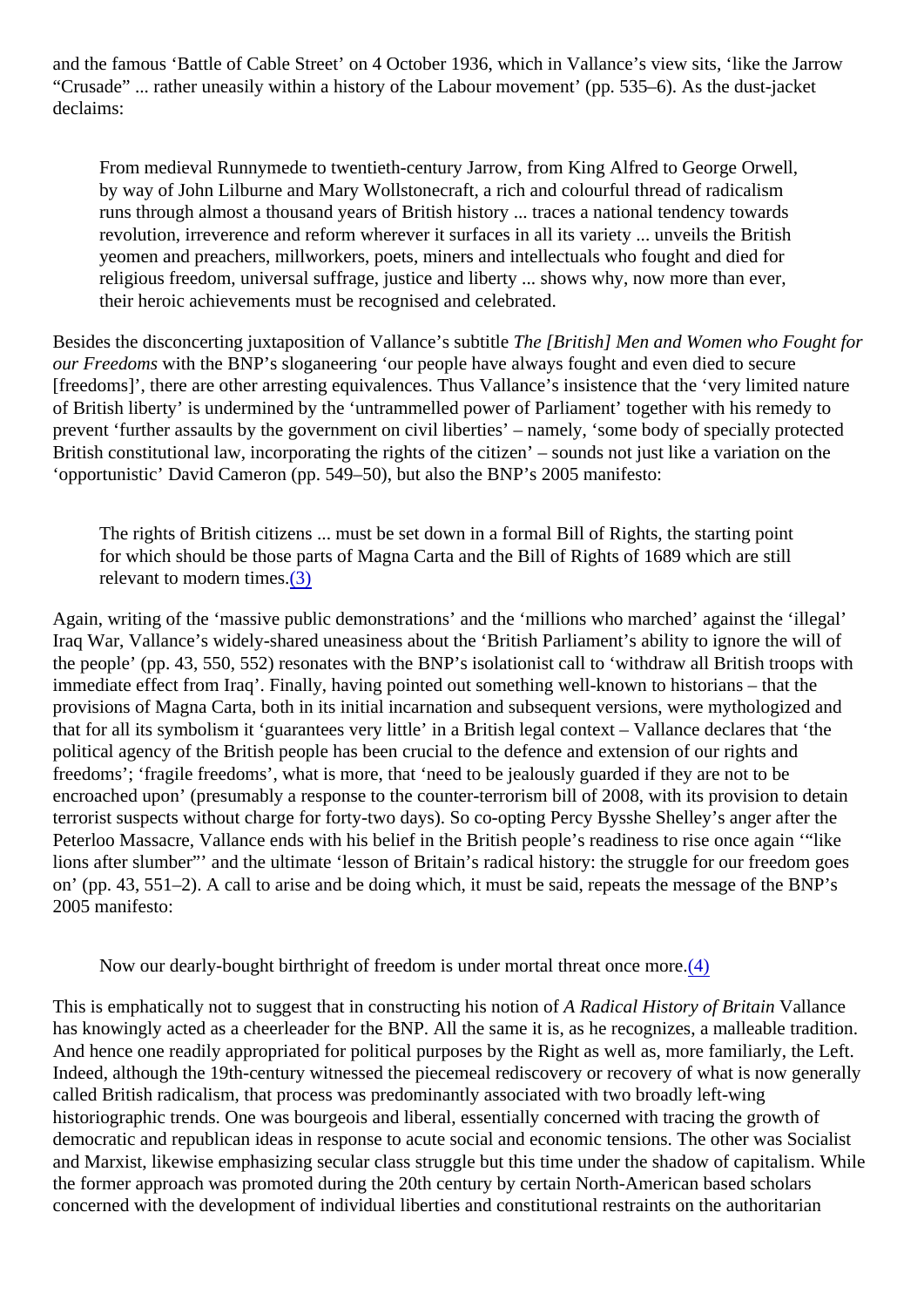and the famous 'Battle of Cable Street' on 4 October 1936, which in Vallance's view sits, 'like the Jarrow "Crusade" ... rather uneasily within a history of the Labour movement' (pp. 535–6). As the dust-jacket declaims:

> From medieval Runnymede to twentieth-century Jarrow, from King Alfred to George Orwell, by way of John Lilburne and Mary Wollstonecraft, a rich and colourful thread of radicalism runs through almost a thousand years of British history ... traces a national tendency towards revolution, irreverence and reform wherever it surfaces in all its variety ... unveils the British yeomen and preachers, millworkers, poets, miners and intellectuals who fought and died for religious freedom, universal suffrage, justice and liberty ... shows why, now more than ever, their heroic achievements must be recognised and celebrated.

Besides the disconcerting juxtaposition of Vallance's subtitle *The [British] Men and Women who Fought for our Freedoms* with the BNP's sloganeering 'our people have always fought and even died to secure [freedoms]', there are other arresting equivalences. Thus Vallance's insistence that the 'very limited nature of British liberty' is undermined by the 'untrammelled power of Parliament' together with his remedy to prevent 'further assaults by the government on civil liberties' – namely, 'some body of specially protected British constitutional law, incorporating the rights of the citizen' – sounds not just like a variation on the 'opportunistic' David Cameron (pp. 549–50), but also the BNP's 2005 manifesto:

> The rights of British citizens ... must be set down in a formal Bill of Rights, the starting point for which should be those parts of Magna Carta and the Bill of Rights of 1689 which are still relevant to modern times.(3)

Again, writing of the 'massive public demonstrations' and the 'millions who marched' against the 'illegal' Iraq War, Vallance's widely-shared uneasiness about the 'British Parliament's ability to ignore the will of the people' (pp. 43, 550, 552) resonates with the BNP's isolationist call to 'withdraw all British troops with immediate effect from Iraq'. Finally, having pointed out something well-known to historians – that the provisions of Magna Carta, both in its initial incarnation and subsequent versions, were mythologized and that for all its symbolism it 'guarantees very little' in a British legal context – Vallance declares that 'the political agency of the British people has been crucial to the defence and extension of our rights and freedoms'; 'fragile freedoms', what is more, that 'need to be jealously guarded if they are not to be encroached upon' (presumably a response to the counter-terrorism bill of 2008, with its provision to detain terrorist suspects without charge for forty-two days). So co-opting Percy Bysshe Shelley's anger after the Peterloo Massacre, Vallance ends with his belief in the British people's readiness to rise once again '"like lions after slumber"' and the ultimate 'lesson of Britain's radical history: the struggle for our freedom goes on' (pp. 43, 551–2). A call to arise and be doing which, it must be said, repeats the message of the BNP's 2005 manifesto:

> Now our dearly-bought birthright of freedom is under mortal threat once more.(4)

This is emphatically not to suggest that in constructing his notion of *A Radical History of Britain* Vallance has knowingly acted as a cheerleader for the BNP. All the same it is, as he recognizes, a malleable tradition. And hence one readily appropriated for political purposes by the Right as well as, more familiarly, the Left. Indeed, although the 19th-century witnessed the piecemeal rediscovery or recovery of what is now generally called British radicalism, that process was predominantly associated with two broadly left-wing historiographic trends. One was bourgeois and liberal, essentially concerned with tracing the growth of democratic and republican ideas in response to acute social and economic tensions. The other was Socialist and Marxist, likewise emphasizing secular class struggle but this time under the shadow of capitalism. While the former approach was promoted during the 20th century by certain North-American based scholars concerned with the development of individual liberties and constitutional restraints on the authoritarian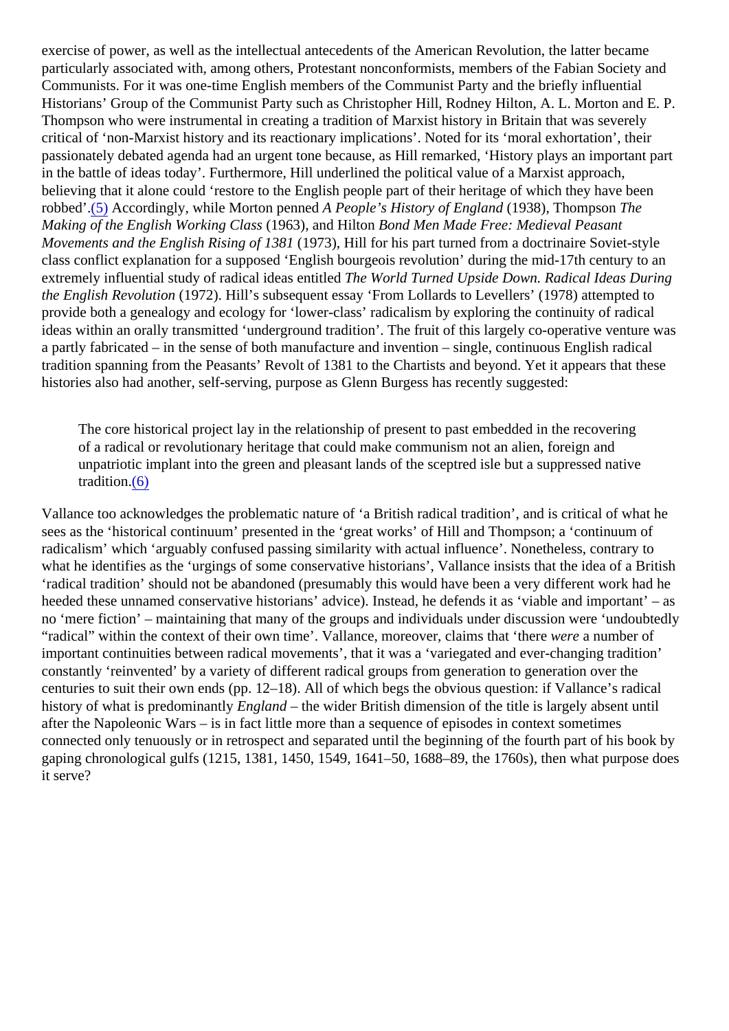exercise of power, as well as the intellectual antecedents of the American Revolution, the latter became particularly associated with, among others, Protestant nonconformists, members of the Fabian Society and Communists. For it was one-time English members of the Communist Party and the briefly influential Historians' Group of the Communist Party such as Christopher Hill, Rodney Hilton, A. L. Morton and E. P. Thompson who were instrumental in creating a tradition of Marxist history in Britain that was severely critical of 'non-Marxist history and its reactionary implications'. Noted for its 'moral exhortation', their passionately debated agenda had an urgent tone because, as Hill remarked, 'History plays an important part in the battle of ideas today'. Furthermore, Hill underlined the political value of a Marxist approach, believing that it alone could 'restore to the English people part of their heritage of which they have been robbed'.(5) Accordingly, while Morton penned *A People's History of England* (1938), Thompson *The Making of the English Working Class* (1963), and Hilton *Bond Men Made Free: Medieval Peasant Movements and the English Rising of 1381* (1973), Hill for his part turned from a doctrinaire Soviet-style class conflict explanation for a supposed 'English bourgeois revolution' during the mid-17th century to an extremely influential study of radical ideas entitled *The World Turned Upside Down. Radical Ideas During the English Revolution* (1972). Hill's subsequent essay 'From Lollards to Levellers' (1978) attempted to provide both a genealogy and ecology for 'lower-class' radicalism by exploring the continuity of radical ideas within an orally transmitted 'underground tradition'. The fruit of this largely co-operative venture was a partly fabricated – in the sense of both manufacture and invention – single, continuous English radical tradition spanning from the Peasants' Revolt of 1381 to the Chartists and beyond. Yet it appears that these histories also had another, self-serving, purpose as Glenn Burgess has recently suggested:

> The core historical project lay in the relationship of present to past embedded in the recovering of a radical or revolutionary heritage that could make communism not an alien, foreign and unpatriotic implant into the green and pleasant lands of the sceptred isle but a suppressed native tradition.(6)

Vallance too acknowledges the problematic nature of 'a British radical tradition', and is critical of what he sees as the 'historical continuum' presented in the 'great works' of Hill and Thompson; a 'continuum of radicalism' which 'arguably confused passing similarity with actual influence'. Nonetheless, contrary to what he identifies as the 'urgings of some conservative historians', Vallance insists that the idea of a British 'radical tradition' should not be abandoned (presumably this would have been a very different work had he heeded these unnamed conservative historians' advice). Instead, he defends it as 'viable and important' – as no 'mere fiction' – maintaining that many of the groups and individuals under discussion were 'undoubtedly "radical" within the context of their own time'. Vallance, moreover, claims that 'there *were* a number of important continuities between radical movements', that it was a 'variegated and ever-changing tradition' constantly 'reinvented' by a variety of different radical groups from generation to generation over the centuries to suit their own ends (pp. 12–18). All of which begs the obvious question: if Vallance's radical history of what is predominantly *England* – the wider British dimension of the title is largely absent until after the Napoleonic Wars – is in fact little more than a sequence of episodes in context sometimes connected only tenuously or in retrospect and separated until the beginning of the fourth part of his book by gaping chronological gulfs (1215, 1381, 1450, 1549, 1641–50, 1688–89, the 1760s), then what purpose does it serve?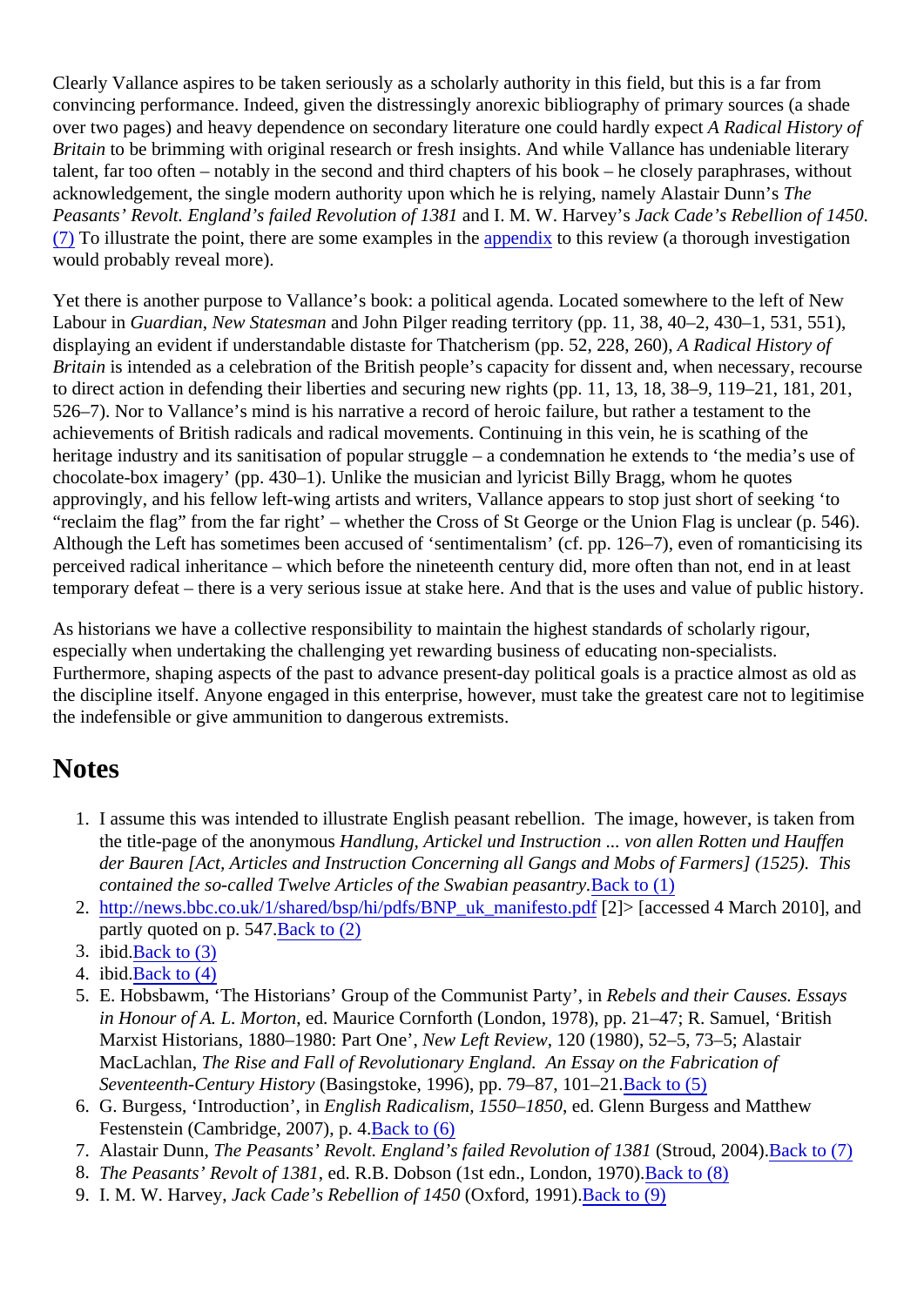Clearly Vallance aspires to be taken seriously as a scholarly authority in this field, but this is a far from convincing performance. Indeed, given the distressingly anorexic bibliography of primary sources (a shade over two pages) and heavy dependence on secondary literature one could hardly expect *A Radical History of Britain* to be brimming with original research or fresh insights. And while Vallance has undeniable literary talent, far too often – notably in the second and third chapters of his book – he closely paraphrases, without acknowledgement, the single modern authority upon which he is relying, namely Alastair Dunn's *The Peasants' Revolt. England's failed Revolution of 1381* and I. M. W. Harvey's *Jack Cade's Rebellion of 1450*. (7) To illustrate the point, there are some examples in the appendix to this review (a thorough investigation would probably reveal more).

Yet there is another purpose to Vallance's book: a political agenda. Located somewhere to the left of New Labour in *Guardian*, *New Statesman* and John Pilger reading territory (pp. 11, 38, 40–2, 430–1, 531, 551), displaying an evident if understandable distaste for Thatcherism (pp. 52, 228, 260), *A Radical History of Britain* is intended as a celebration of the British people's capacity for dissent and, when necessary, recourse to direct action in defending their liberties and securing new rights (pp. 11, 13, 18, 38–9, 119–21, 181, 201, 526–7). Nor to Vallance's mind is his narrative a record of heroic failure, but rather a testament to the achievements of British radicals and radical movements. Continuing in this vein, he is scathing of the heritage industry and its sanitisation of popular struggle – a condemnation he extends to 'the media's use of chocolate-box imagery' (pp. 430–1). Unlike the musician and lyricist Billy Bragg, whom he quotes approvingly, and his fellow left-wing artists and writers, Vallance appears to stop just short of seeking 'to "reclaim the flag" from the far right' – whether the Cross of St George or the Union Flag is unclear (p. 546). Although the Left has sometimes been accused of 'sentimentalism' (cf. pp. 126–7), even of romanticising its perceived radical inheritance – which before the nineteenth century did, more often than not, end in at least temporary defeat – there is a very serious issue at stake here. And that is the uses and value of public history.

As historians we have a collective responsibility to maintain the highest standards of scholarly rigour, especially when undertaking the challenging yet rewarding business of educating non-specialists. Furthermore, shaping aspects of the past to advance present-day political goals is a practice almost as old as the discipline itself. Anyone engaged in this enterprise, however, must take the greatest care not to legitimise the indefensible or give ammunition to dangerous extremists.

## Notes

1. I assume this was intended to illustrate English peasant rebellion. The image, however, is taken from the title-page of the anonymous *Handlung, Artickel und Instruction ... von allen Rotten und Hauffen der Bauren [Act, Articles and Instruction Concerning all Gangs and Mobs of Farmers] (1525). This contained the so-called Twelve Articles of the Swabian peasantry.* Back to (1)
2. http://news.bbc.co.uk/1/shared/bsp/hi/pdfs/BNP_uk_manifesto.pdf [2]> [accessed 4 March 2010], and partly quoted on p. 547. Back to (2)
3. ibid. Back to (3)
4. ibid. Back to (4)
5. E. Hobsbawm, 'The Historians' Group of the Communist Party', in *Rebels and their Causes. Essays in Honour of A. L. Morton*, ed. Maurice Cornforth (London, 1978), pp. 21–47; R. Samuel, 'British Marxist Historians, 1880–1980: Part One', *New Left Review*, 120 (1980), 52–5, 73–5; Alastair MacLachlan, *The Rise and Fall of Revolutionary England. An Essay on the Fabrication of Seventeenth-Century History* (Basingstoke, 1996), pp. 79–87, 101–21. Back to (5)
6. G. Burgess, 'Introduction', in *English Radicalism, 1550–1850*, ed. Glenn Burgess and Matthew Festenstein (Cambridge, 2007), p. 4. Back to (6)
7. Alastair Dunn, *The Peasants' Revolt. England's failed Revolution of 1381* (Stroud, 2004). Back to (7)
8. *The Peasants' Revolt of 1381*, ed. R.B. Dobson (1st edn., London, 1970). Back to (8)
9. I. M. W. Harvey, *Jack Cade's Rebellion of 1450* (Oxford, 1991). Back to (9)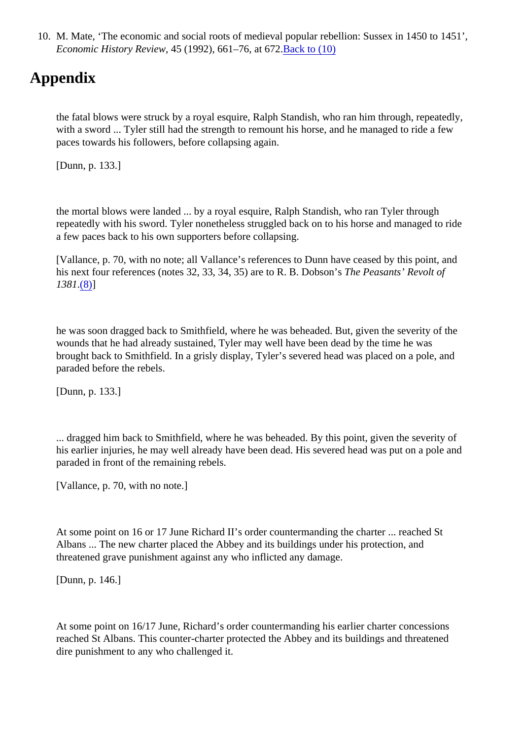10. M. Mate, ‘The economic and social roots of medieval popular rebellion: Sussex in 1450 to 1451’, *Economic History Review*, 45 (1992), 661–76, at 672.Back to (10)

## Appendix

> the fatal blows were struck by a royal esquire, Ralph Standish, who ran him through, repeatedly, with a sword ... Tyler still had the strength to remount his horse, and he managed to ride a few paces towards his followers, before collapsing again.
>
> [Dunn, p. 133.]

> the mortal blows were landed ... by a royal esquire, Ralph Standish, who ran Tyler through repeatedly with his sword. Tyler nonetheless struggled back on to his horse and managed to ride a few paces back to his own supporters before collapsing.
>
> [Vallance, p. 70, with no note; all Vallance’s references to Dunn have ceased by this point, and his next four references (notes 32, 33, 34, 35) are to R. B. Dobson’s *The Peasants’ Revolt of 1381*.(8)]

> he was soon dragged back to Smithfield, where he was beheaded. But, given the severity of the wounds that he had already sustained, Tyler may well have been dead by the time he was brought back to Smithfield. In a grisly display, Tyler’s severed head was placed on a pole, and paraded before the rebels.
>
> [Dunn, p. 133.]

> ... dragged him back to Smithfield, where he was beheaded. By this point, given the severity of his earlier injuries, he may well already have been dead. His severed head was put on a pole and paraded in front of the remaining rebels.
>
> [Vallance, p. 70, with no note.]

> At some point on 16 or 17 June Richard II’s order countermanding the charter ... reached St Albans ... The new charter placed the Abbey and its buildings under his protection, and threatened grave punishment against any who inflicted any damage.
>
> [Dunn, p. 146.]

> At some point on 16/17 June, Richard’s order countermanding his earlier charter concessions reached St Albans. This counter-charter protected the Abbey and its buildings and threatened dire punishment to any who challenged it.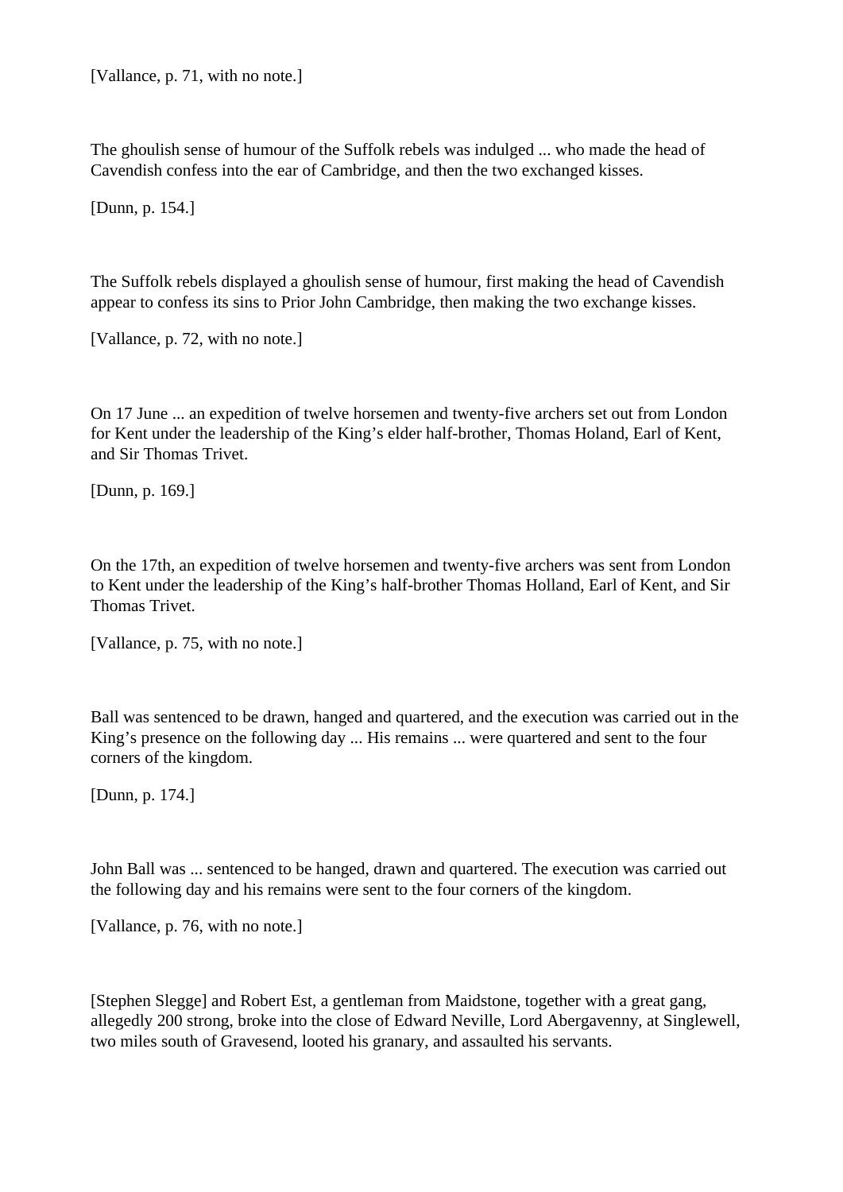[Vallance, p. 71, with no note.]

The ghoulish sense of humour of the Suffolk rebels was indulged ... who made the head of Cavendish confess into the ear of Cambridge, and then the two exchanged kisses.

[Dunn, p. 154.]

The Suffolk rebels displayed a ghoulish sense of humour, first making the head of Cavendish appear to confess its sins to Prior John Cambridge, then making the two exchange kisses.

[Vallance, p. 72, with no note.]

On 17 June ... an expedition of twelve horsemen and twenty-five archers set out from London for Kent under the leadership of the King's elder half-brother, Thomas Holand, Earl of Kent, and Sir Thomas Trivet.

[Dunn, p. 169.]

On the 17th, an expedition of twelve horsemen and twenty-five archers was sent from London to Kent under the leadership of the King's half-brother Thomas Holland, Earl of Kent, and Sir Thomas Trivet.

[Vallance, p. 75, with no note.]

Ball was sentenced to be drawn, hanged and quartered, and the execution was carried out in the King's presence on the following day ... His remains ... were quartered and sent to the four corners of the kingdom.

[Dunn, p. 174.]

John Ball was ... sentenced to be hanged, drawn and quartered. The execution was carried out the following day and his remains were sent to the four corners of the kingdom.

[Vallance, p. 76, with no note.]

[Stephen Slegge] and Robert Est, a gentleman from Maidstone, together with a great gang, allegedly 200 strong, broke into the close of Edward Neville, Lord Abergavenny, at Singlewell, two miles south of Gravesend, looted his granary, and assaulted his servants.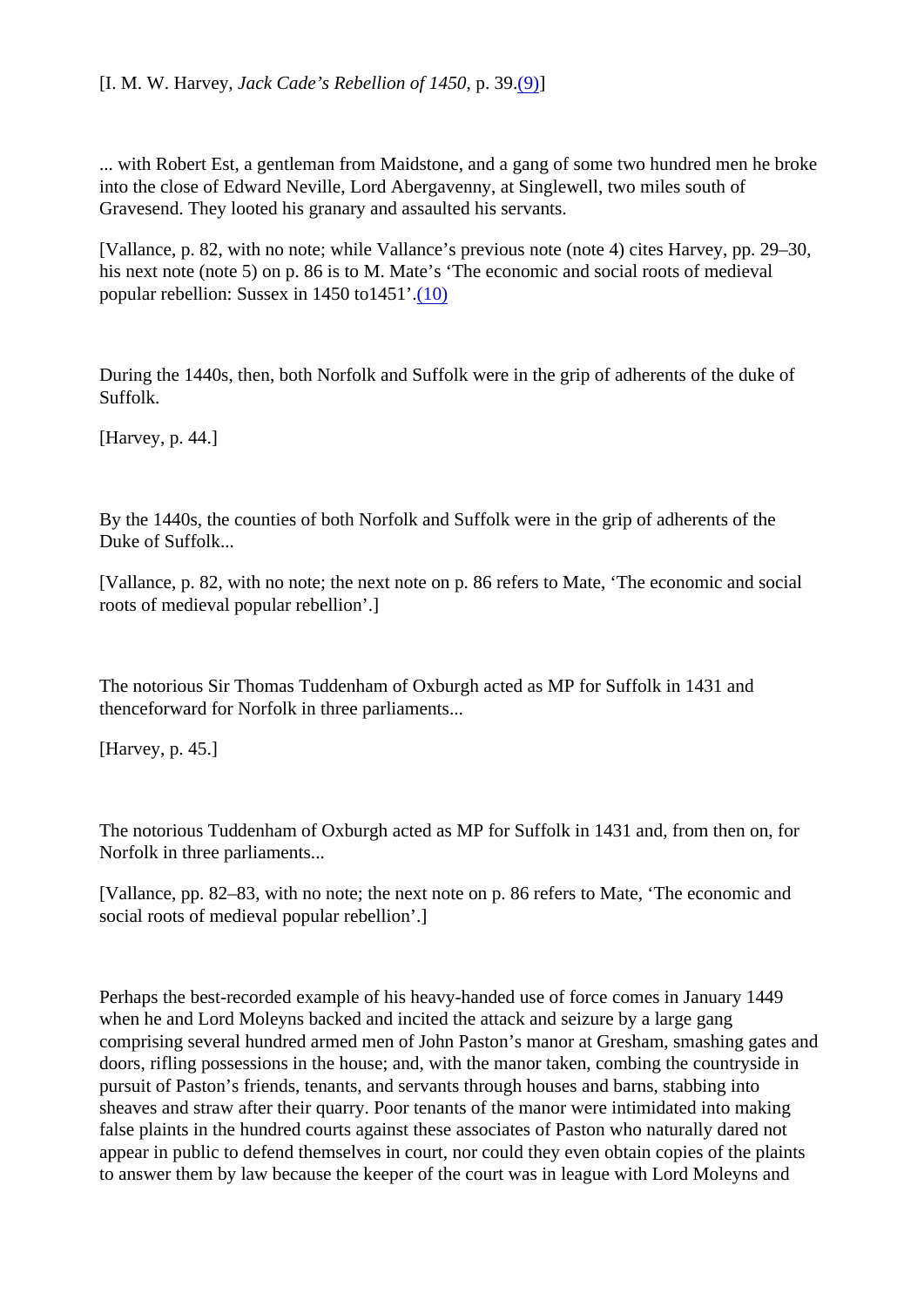[I. M. W. Harvey, *Jack Cade's Rebellion of 1450*, p. 39.(9)]

... with Robert Est, a gentleman from Maidstone, and a gang of some two hundred men he broke into the close of Edward Neville, Lord Abergavenny, at Singlewell, two miles south of Gravesend. They looted his granary and assaulted his servants.

[Vallance, p. 82, with no note; while Vallance's previous note (note 4) cites Harvey, pp. 29–30, his next note (note 5) on p. 86 is to M. Mate's 'The economic and social roots of medieval popular rebellion: Sussex in 1450 to1451'.(10)

During the 1440s, then, both Norfolk and Suffolk were in the grip of adherents of the duke of Suffolk.

[Harvey, p. 44.]

By the 1440s, the counties of both Norfolk and Suffolk were in the grip of adherents of the Duke of Suffolk...

[Vallance, p. 82, with no note; the next note on p. 86 refers to Mate, 'The economic and social roots of medieval popular rebellion'.]

The notorious Sir Thomas Tuddenham of Oxburgh acted as MP for Suffolk in 1431 and thenceforward for Norfolk in three parliaments...

[Harvey, p. 45.]

The notorious Tuddenham of Oxburgh acted as MP for Suffolk in 1431 and, from then on, for Norfolk in three parliaments...

[Vallance, pp. 82–83, with no note; the next note on p. 86 refers to Mate, 'The economic and social roots of medieval popular rebellion'.]

Perhaps the best-recorded example of his heavy-handed use of force comes in January 1449 when he and Lord Moleyns backed and incited the attack and seizure by a large gang comprising several hundred armed men of John Paston's manor at Gresham, smashing gates and doors, rifling possessions in the house; and, with the manor taken, combing the countryside in pursuit of Paston's friends, tenants, and servants through houses and barns, stabbing into sheaves and straw after their quarry. Poor tenants of the manor were intimidated into making false plaints in the hundred courts against these associates of Paston who naturally dared not appear in public to defend themselves in court, nor could they even obtain copies of the plaints to answer them by law because the keeper of the court was in league with Lord Moleyns and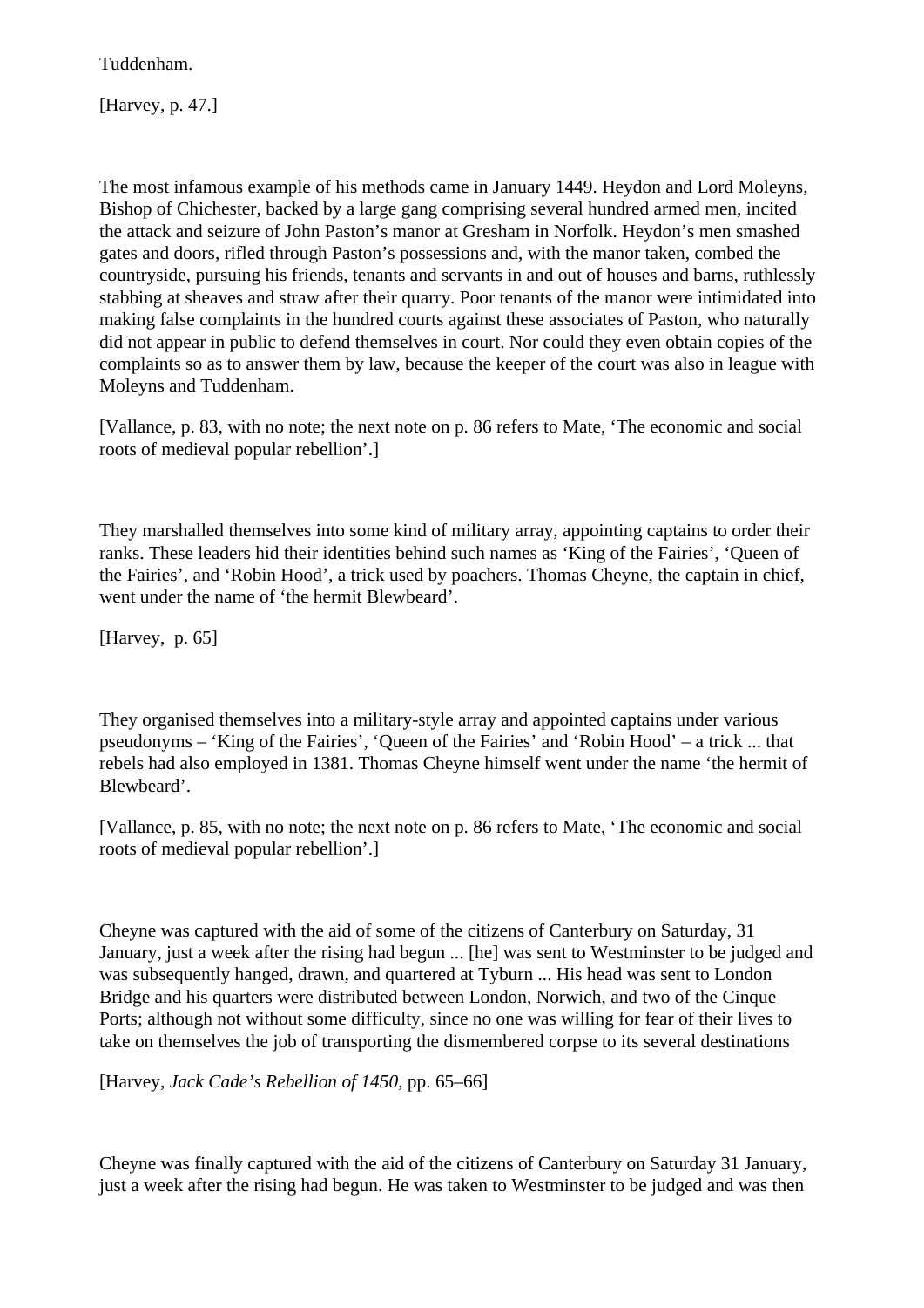Tuddenham.

[Harvey, p. 47.]

The most infamous example of his methods came in January 1449. Heydon and Lord Moleyns, Bishop of Chichester, backed by a large gang comprising several hundred armed men, incited the attack and seizure of John Paston's manor at Gresham in Norfolk. Heydon's men smashed gates and doors, rifled through Paston's possessions and, with the manor taken, combed the countryside, pursuing his friends, tenants and servants in and out of houses and barns, ruthlessly stabbing at sheaves and straw after their quarry. Poor tenants of the manor were intimidated into making false complaints in the hundred courts against these associates of Paston, who naturally did not appear in public to defend themselves in court. Nor could they even obtain copies of the complaints so as to answer them by law, because the keeper of the court was also in league with Moleyns and Tuddenham.

[Vallance, p. 83, with no note; the next note on p. 86 refers to Mate, 'The economic and social roots of medieval popular rebellion'.]

They marshalled themselves into some kind of military array, appointing captains to order their ranks. These leaders hid their identities behind such names as 'King of the Fairies', 'Queen of the Fairies', and 'Robin Hood', a trick used by poachers. Thomas Cheyne, the captain in chief, went under the name of 'the hermit Blewbeard'.

[Harvey, p. 65]

They organised themselves into a military-style array and appointed captains under various pseudonyms – 'King of the Fairies', 'Queen of the Fairies' and 'Robin Hood' – a trick ... that rebels had also employed in 1381. Thomas Cheyne himself went under the name 'the hermit of Blewbeard'.

[Vallance, p. 85, with no note; the next note on p. 86 refers to Mate, 'The economic and social roots of medieval popular rebellion'.]

Cheyne was captured with the aid of some of the citizens of Canterbury on Saturday, 31 January, just a week after the rising had begun ... [he] was sent to Westminster to be judged and was subsequently hanged, drawn, and quartered at Tyburn ... His head was sent to London Bridge and his quarters were distributed between London, Norwich, and two of the Cinque Ports; although not without some difficulty, since no one was willing for fear of their lives to take on themselves the job of transporting the dismembered corpse to its several destinations

[Harvey, *Jack Cade's Rebellion of 1450*, pp. 65–66]

Cheyne was finally captured with the aid of the citizens of Canterbury on Saturday 31 January, just a week after the rising had begun. He was taken to Westminster to be judged and was then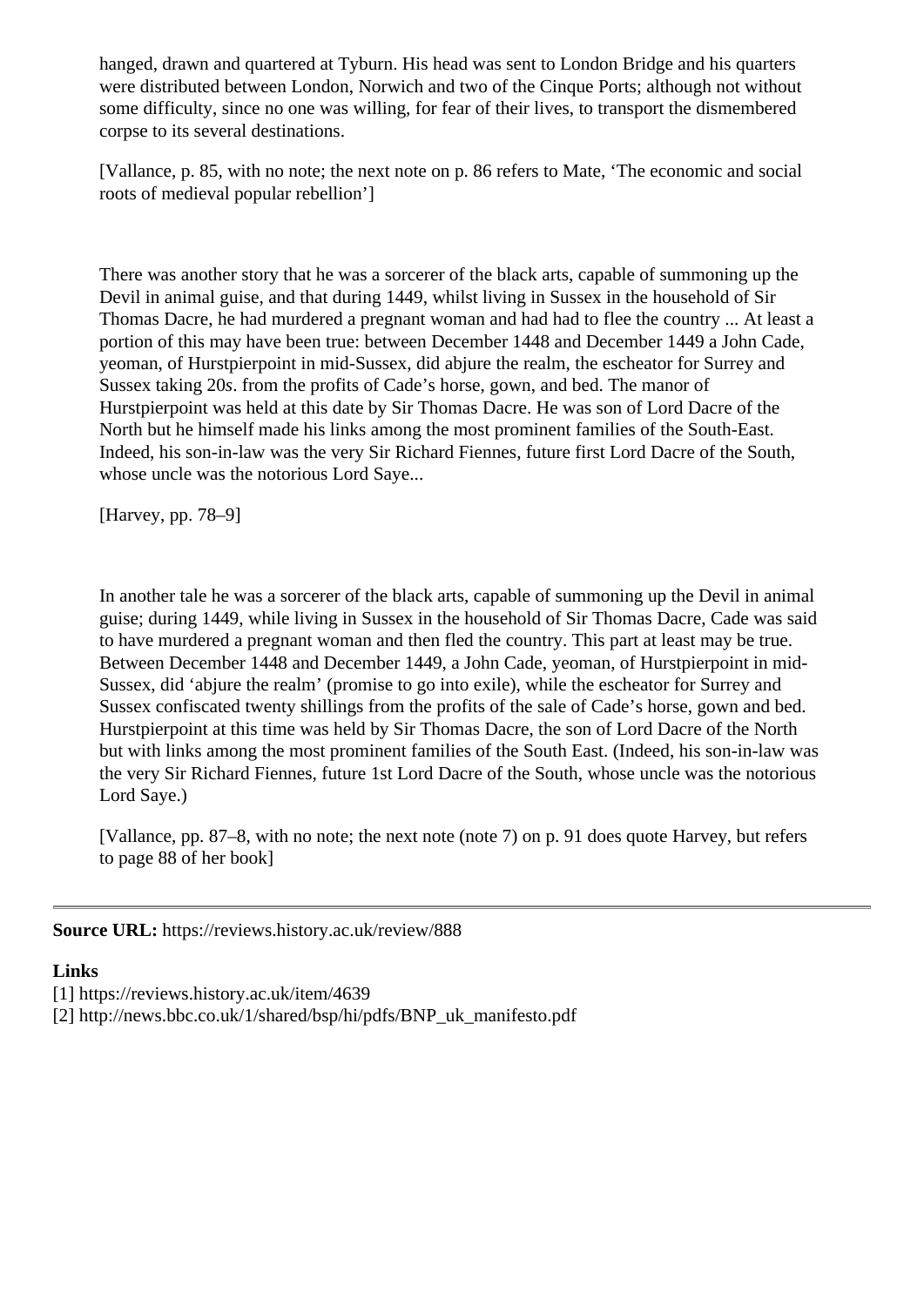hanged, drawn and quartered at Tyburn. His head was sent to London Bridge and his quarters were distributed between London, Norwich and two of the Cinque Ports; although not without some difficulty, since no one was willing, for fear of their lives, to transport the dismembered corpse to its several destinations.

[Vallance, p. 85, with no note; the next note on p. 86 refers to Mate, 'The economic and social roots of medieval popular rebellion']

There was another story that he was a sorcerer of the black arts, capable of summoning up the Devil in animal guise, and that during 1449, whilst living in Sussex in the household of Sir Thomas Dacre, he had murdered a pregnant woman and had had to flee the country ... At least a portion of this may have been true: between December 1448 and December 1449 a John Cade, yeoman, of Hurstpierpoint in mid-Sussex, did abjure the realm, the escheator for Surrey and Sussex taking 20*s*. from the profits of Cade's horse, gown, and bed. The manor of Hurstpierpoint was held at this date by Sir Thomas Dacre. He was son of Lord Dacre of the North but he himself made his links among the most prominent families of the South-East. Indeed, his son-in-law was the very Sir Richard Fiennes, future first Lord Dacre of the South, whose uncle was the notorious Lord Saye...

[Harvey, pp. 78–9]

In another tale he was a sorcerer of the black arts, capable of summoning up the Devil in animal guise; during 1449, while living in Sussex in the household of Sir Thomas Dacre, Cade was said to have murdered a pregnant woman and then fled the country. This part at least may be true. Between December 1448 and December 1449, a John Cade, yeoman, of Hurstpierpoint in mid-Sussex, did 'abjure the realm' (promise to go into exile), while the escheator for Surrey and Sussex confiscated twenty shillings from the profits of the sale of Cade's horse, gown and bed. Hurstpierpoint at this time was held by Sir Thomas Dacre, the son of Lord Dacre of the North but with links among the most prominent families of the South East. (Indeed, his son-in-law was the very Sir Richard Fiennes, future 1st Lord Dacre of the South, whose uncle was the notorious Lord Saye.)

[Vallance, pp. 87–8, with no note; the next note (note 7) on p. 91 does quote Harvey, but refers to page 88 of her book]

---

**Source URL:** https://reviews.history.ac.uk/review/888

**Links**

[1] https://reviews.history.ac.uk/item/4639
[2] http://news.bbc.co.uk/1/shared/bsp/hi/pdfs/BNP_uk_manifesto.pdf